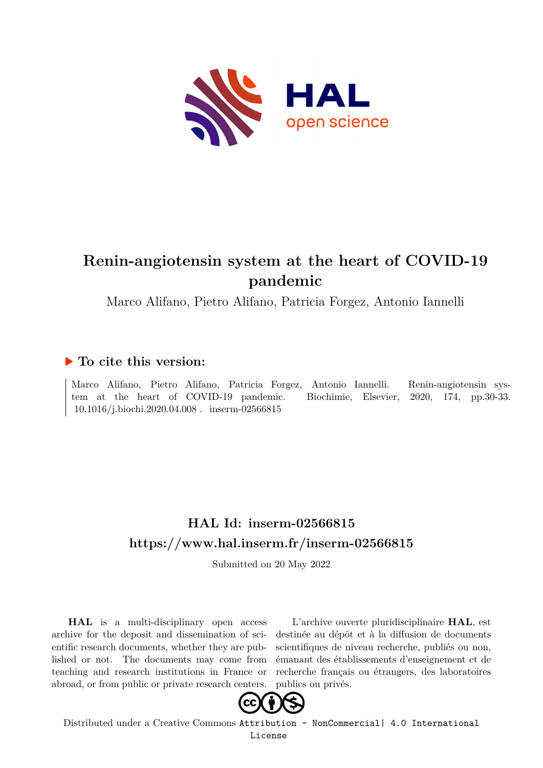# Renin-angiotensin system at the heart of COVID-19 pandemic

Marco Alifano, Pietro Alifano, Patricia Forgez, Antonio Iannelli

## ▶ To cite this version:

Marco Alifano, Pietro Alifano, Patricia Forgez, Antonio Iannelli. Renin-angiotensin system at the heart of COVID-19 pandemic. Biochimie, Elsevier, 2020, 174, pp.30-33. 10.1016/j.biochi.2020.04.008 . inserm-02566815

## HAL Id: inserm-02566815

## https://www.hal.inserm.fr/inserm-02566815

Submitted on 20 May 2022

**HAL** is a multi-disciplinary open access archive for the deposit and dissemination of scientific research documents, whether they are published or not. The documents may come from teaching and research institutions in France or abroad, or from public or private research centers.

L'archive ouverte pluridisciplinaire **HAL**, est destinée au dépôt et à la diffusion de documents scientifiques de niveau recherche, publiés ou non, émanant des établissements d'enseignement et de recherche français ou étrangers, des laboratoires publics ou privés.

Distributed under a Creative Commons Attribution - NonCommercial| 4.0 International License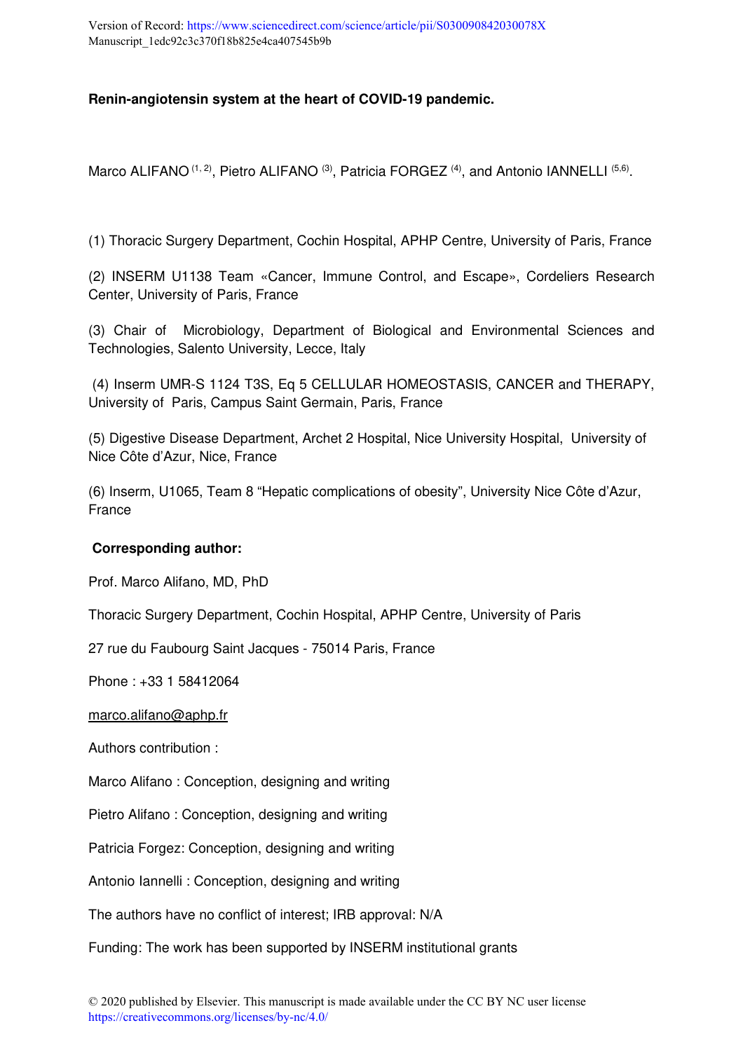Version of Record: https://www.sciencedirect.com/science/article/pii/S030090842030078X
Manuscript_1edc92c3c370f18b825e4ca407545b9b

**Renin-angiotensin system at the heart of COVID-19 pandemic.**

Marco ALIFANO [1, 2], Pietro ALIFANO [3], Patricia FORGEZ [4], and Antonio IANNELLI [5,6].

(1) Thoracic Surgery Department, Cochin Hospital, APHP Centre, University of Paris, France

(2) INSERM U1138 Team «Cancer, Immune Control, and Escape», Cordeliers Research Center, University of Paris, France

(3) Chair of Microbiology, Department of Biological and Environmental Sciences and Technologies, Salento University, Lecce, Italy

(4) Inserm UMR-S 1124 T3S, Eq 5 CELLULAR HOMEOSTASIS, CANCER and THERAPY, University of Paris, Campus Saint Germain, Paris, France

(5) Digestive Disease Department, Archet 2 Hospital, Nice University Hospital, University of Nice Côte d'Azur, Nice, France

(6) Inserm, U1065, Team 8 "Hepatic complications of obesity", University Nice Côte d'Azur, France

**Corresponding author:**

Prof. Marco Alifano, MD, PhD

Thoracic Surgery Department, Cochin Hospital, APHP Centre, University of Paris

27 rue du Faubourg Saint Jacques - 75014 Paris, France

Phone : +33 1 58412064

marco.alifano@aphp.fr

Authors contribution :

Marco Alifano : Conception, designing and writing

Pietro Alifano : Conception, designing and writing

Patricia Forgez: Conception, designing and writing

Antonio Iannelli : Conception, designing and writing

The authors have no conflict of interest; IRB approval: N/A

Funding: The work has been supported by INSERM institutional grants

© 2020 published by Elsevier. This manuscript is made available under the CC BY NC user license
https://creativecommons.org/licenses/by-nc/4.0/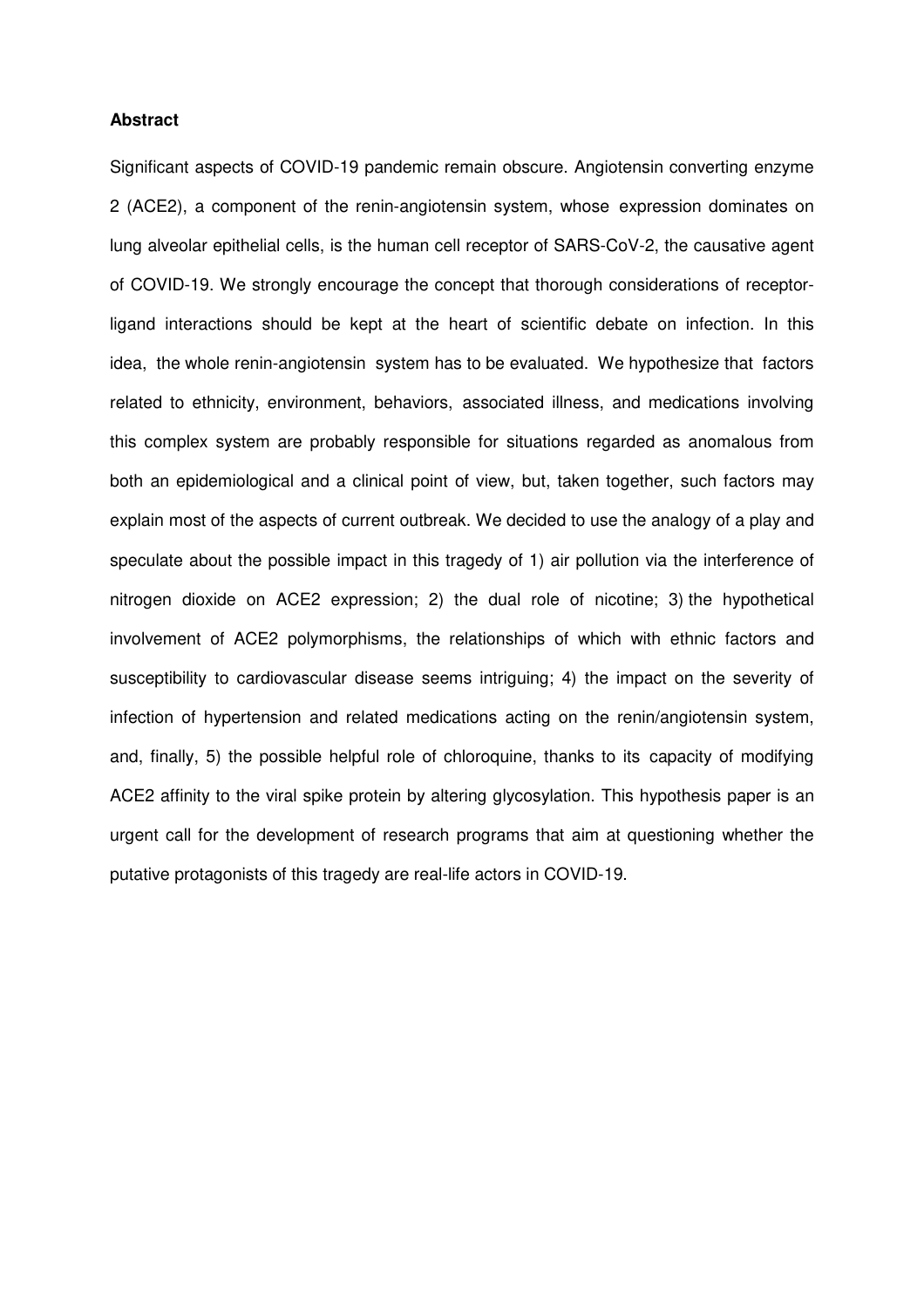**Abstract**

Significant aspects of COVID-19 pandemic remain obscure. Angiotensin converting enzyme 2 (ACE2), a component of the renin-angiotensin system, whose expression dominates on lung alveolar epithelial cells, is the human cell receptor of SARS-CoV-2, the causative agent of COVID-19. We strongly encourage the concept that thorough considerations of receptor-ligand interactions should be kept at the heart of scientific debate on infection. In this idea, the whole renin-angiotensin system has to be evaluated. We hypothesize that factors related to ethnicity, environment, behaviors, associated illness, and medications involving this complex system are probably responsible for situations regarded as anomalous from both an epidemiological and a clinical point of view, but, taken together, such factors may explain most of the aspects of current outbreak. We decided to use the analogy of a play and speculate about the possible impact in this tragedy of 1) air pollution via the interference of nitrogen dioxide on ACE2 expression; 2) the dual role of nicotine; 3) the hypothetical involvement of ACE2 polymorphisms, the relationships of which with ethnic factors and susceptibility to cardiovascular disease seems intriguing; 4) the impact on the severity of infection of hypertension and related medications acting on the renin/angiotensin system, and, finally, 5) the possible helpful role of chloroquine, thanks to its capacity of modifying ACE2 affinity to the viral spike protein by altering glycosylation. This hypothesis paper is an urgent call for the development of research programs that aim at questioning whether the putative protagonists of this tragedy are real-life actors in COVID-19.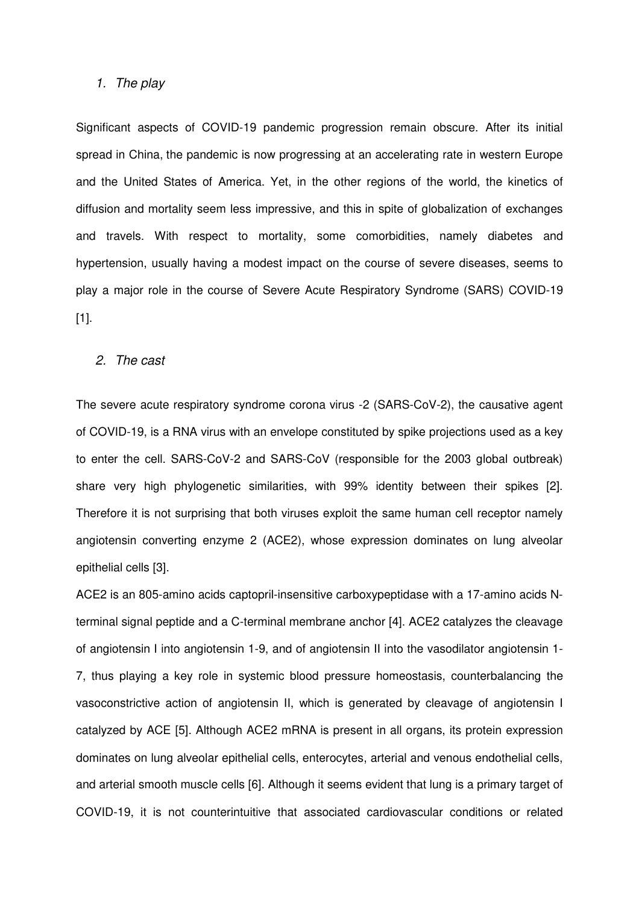## 1. *The play*

Significant aspects of COVID-19 pandemic progression remain obscure. After its initial spread in China, the pandemic is now progressing at an accelerating rate in western Europe and the United States of America. Yet, in the other regions of the world, the kinetics of diffusion and mortality seem less impressive, and this in spite of globalization of exchanges and travels. With respect to mortality, some comorbidities, namely diabetes and hypertension, usually having a modest impact on the course of severe diseases, seems to play a major role in the course of Severe Acute Respiratory Syndrome (SARS) COVID-19 [1].

## 2. *The cast*

The severe acute respiratory syndrome corona virus -2 (SARS-CoV-2), the causative agent of COVID-19, is a RNA virus with an envelope constituted by spike projections used as a key to enter the cell. SARS-CoV-2 and SARS-CoV (responsible for the 2003 global outbreak) share very high phylogenetic similarities, with 99% identity between their spikes [2]. Therefore it is not surprising that both viruses exploit the same human cell receptor namely angiotensin converting enzyme 2 (ACE2), whose expression dominates on lung alveolar epithelial cells [3].

ACE2 is an 805-amino acids captopril-insensitive carboxypeptidase with a 17-amino acids N-terminal signal peptide and a C-terminal membrane anchor [4]. ACE2 catalyzes the cleavage of angiotensin I into angiotensin 1-9, and of angiotensin II into the vasodilator angiotensin 1-7, thus playing a key role in systemic blood pressure homeostasis, counterbalancing the vasoconstrictive action of angiotensin II, which is generated by cleavage of angiotensin I catalyzed by ACE [5]. Although ACE2 mRNA is present in all organs, its protein expression dominates on lung alveolar epithelial cells, enterocytes, arterial and venous endothelial cells, and arterial smooth muscle cells [6]. Although it seems evident that lung is a primary target of COVID-19, it is not counterintuitive that associated cardiovascular conditions or related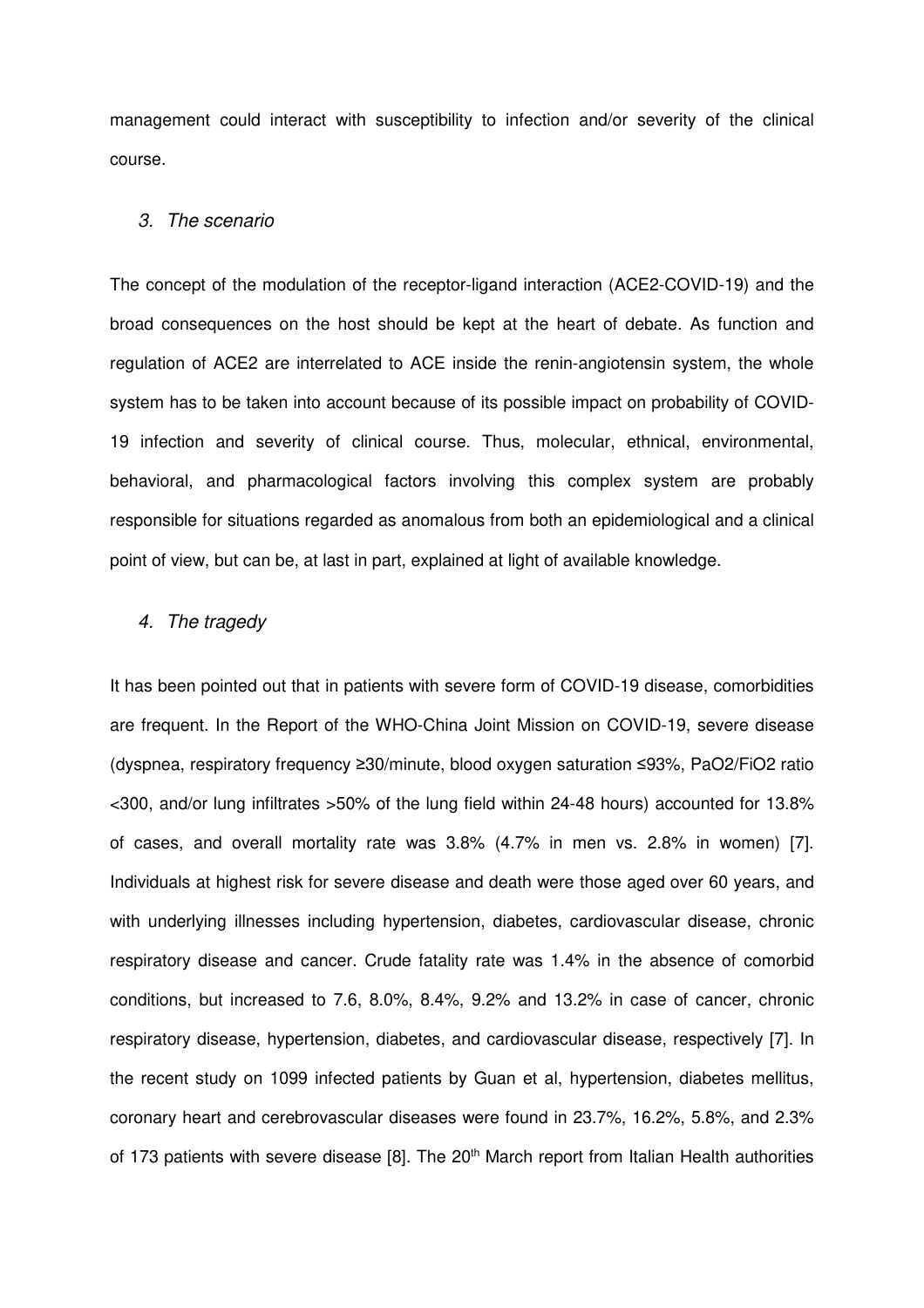management could interact with susceptibility to infection and/or severity of the clinical course.

### *3. The scenario*

The concept of the modulation of the receptor-ligand interaction (ACE2-COVID-19) and the broad consequences on the host should be kept at the heart of debate. As function and regulation of ACE2 are interrelated to ACE inside the renin-angiotensin system, the whole system has to be taken into account because of its possible impact on probability of COVID-19 infection and severity of clinical course. Thus, molecular, ethnical, environmental, behavioral, and pharmacological factors involving this complex system are probably responsible for situations regarded as anomalous from both an epidemiological and a clinical point of view, but can be, at last in part, explained at light of available knowledge.

### *4. The tragedy*

It has been pointed out that in patients with severe form of COVID-19 disease, comorbidities are frequent. In the Report of the WHO-China Joint Mission on COVID-19, severe disease (dyspnea, respiratory frequency ≥30/minute, blood oxygen saturation ≤93%, $PaO_2/FiO_2$ ratio <300, and/or lung infiltrates >50% of the lung field within 24-48 hours) accounted for 13.8% of cases, and overall mortality rate was 3.8% (4.7% in men vs. 2.8% in women) [7]. Individuals at highest risk for severe disease and death were those aged over 60 years, and with underlying illnesses including hypertension, diabetes, cardiovascular disease, chronic respiratory disease and cancer. Crude fatality rate was 1.4% in the absence of comorbid conditions, but increased to 7.6, 8.0%, 8.4%, 9.2% and 13.2% in case of cancer, chronic respiratory disease, hypertension, diabetes, and cardiovascular disease, respectively [7]. In the recent study on 1099 infected patients by Guan et al, hypertension, diabetes mellitus, coronary heart and cerebrovascular diseases were found in 23.7%, 16.2%, 5.8%, and 2.3% of 173 patients with severe disease [8]. The 20th March report from Italian Health authorities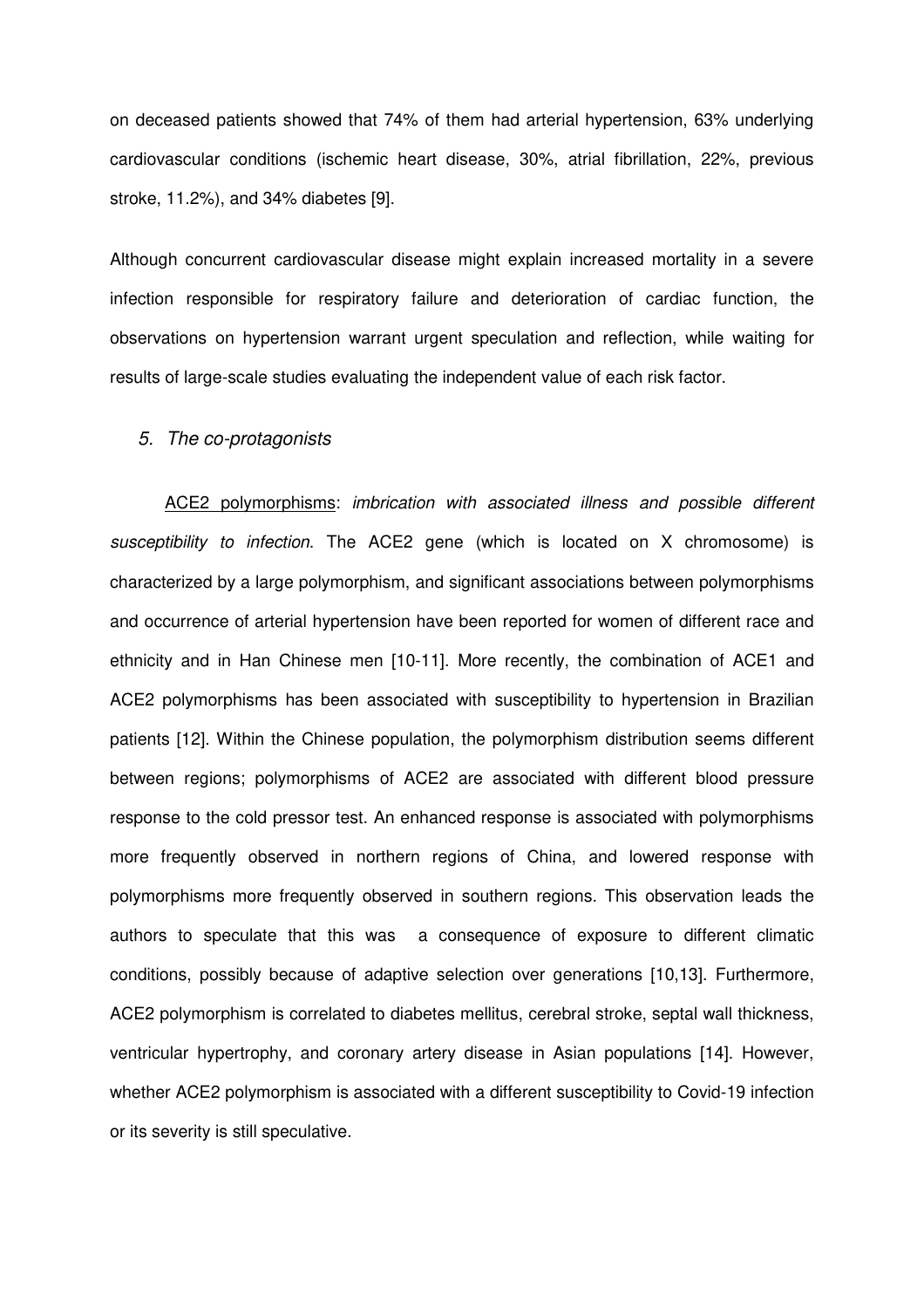on deceased patients showed that 74% of them had arterial hypertension, 63% underlying cardiovascular conditions (ischemic heart disease, 30%, atrial fibrillation, 22%, previous stroke, 11.2%), and 34% diabetes [9].

Although concurrent cardiovascular disease might explain increased mortality in a severe infection responsible for respiratory failure and deterioration of cardiac function, the observations on hypertension warrant urgent speculation and reflection, while waiting for results of large-scale studies evaluating the independent value of each risk factor.

### *5. The co-protagonists*

ACE2 polymorphisms: *imbrication with associated illness and possible different susceptibility to infection*. The ACE2 gene (which is located on X chromosome) is characterized by a large polymorphism, and significant associations between polymorphisms and occurrence of arterial hypertension have been reported for women of different race and ethnicity and in Han Chinese men [10-11]. More recently, the combination of ACE1 and ACE2 polymorphisms has been associated with susceptibility to hypertension in Brazilian patients [12]. Within the Chinese population, the polymorphism distribution seems different between regions; polymorphisms of ACE2 are associated with different blood pressure response to the cold pressor test. An enhanced response is associated with polymorphisms more frequently observed in northern regions of China, and lowered response with polymorphisms more frequently observed in southern regions. This observation leads the authors to speculate that this was a consequence of exposure to different climatic conditions, possibly because of adaptive selection over generations [10,13]. Furthermore, ACE2 polymorphism is correlated to diabetes mellitus, cerebral stroke, septal wall thickness, ventricular hypertrophy, and coronary artery disease in Asian populations [14]. However, whether ACE2 polymorphism is associated with a different susceptibility to Covid-19 infection or its severity is still speculative.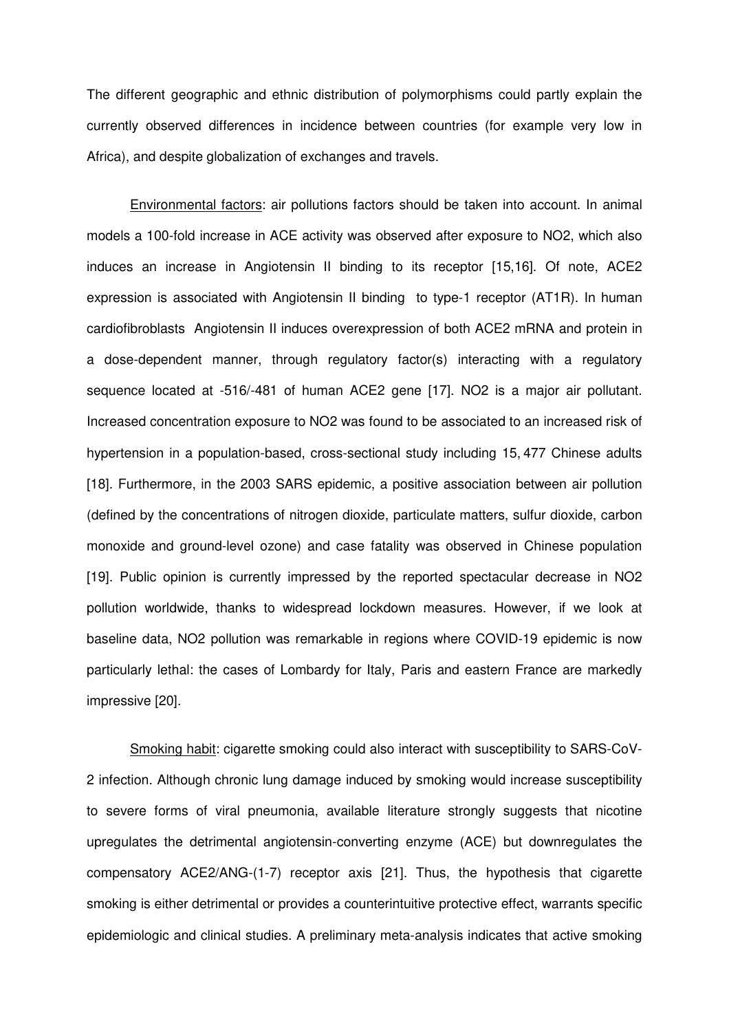The different geographic and ethnic distribution of polymorphisms could partly explain the currently observed differences in incidence between countries (for example very low in Africa), and despite globalization of exchanges and travels.

Environmental factors: air pollutions factors should be taken into account. In animal models a 100-fold increase in ACE activity was observed after exposure to $NO_2$, which also induces an increase in Angiotensin II binding to its receptor [15,16]. Of note, ACE2 expression is associated with Angiotensin II binding to type-1 receptor (AT1R). In human cardiofibroblasts Angiotensin II induces overexpression of both ACE2 mRNA and protein in a dose-dependent manner, through regulatory factor(s) interacting with a regulatory sequence located at -516/-481 of human ACE2 gene [17]. $NO_2$ is a major air pollutant. Increased concentration exposure to $NO_2$ was found to be associated to an increased risk of hypertension in a population-based, cross-sectional study including 15, 477 Chinese adults [18]. Furthermore, in the 2003 SARS epidemic, a positive association between air pollution (defined by the concentrations of nitrogen dioxide, particulate matters, sulfur dioxide, carbon monoxide and ground-level ozone) and case fatality was observed in Chinese population [19]. Public opinion is currently impressed by the reported spectacular decrease in $NO_2$ pollution worldwide, thanks to widespread lockdown measures. However, if we look at baseline data, $NO_2$ pollution was remarkable in regions where COVID-19 epidemic is now particularly lethal: the cases of Lombardy for Italy, Paris and eastern France are markedly impressive [20].

Smoking habit: cigarette smoking could also interact with susceptibility to SARS-CoV-2 infection. Although chronic lung damage induced by smoking would increase susceptibility to severe forms of viral pneumonia, available literature strongly suggests that nicotine upregulates the detrimental angiotensin-converting enzyme (ACE) but downregulates the compensatory ACE2/ANG-(1-7) receptor axis [21]. Thus, the hypothesis that cigarette smoking is either detrimental or provides a counterintuitive protective effect, warrants specific epidemiologic and clinical studies. A preliminary meta-analysis indicates that active smoking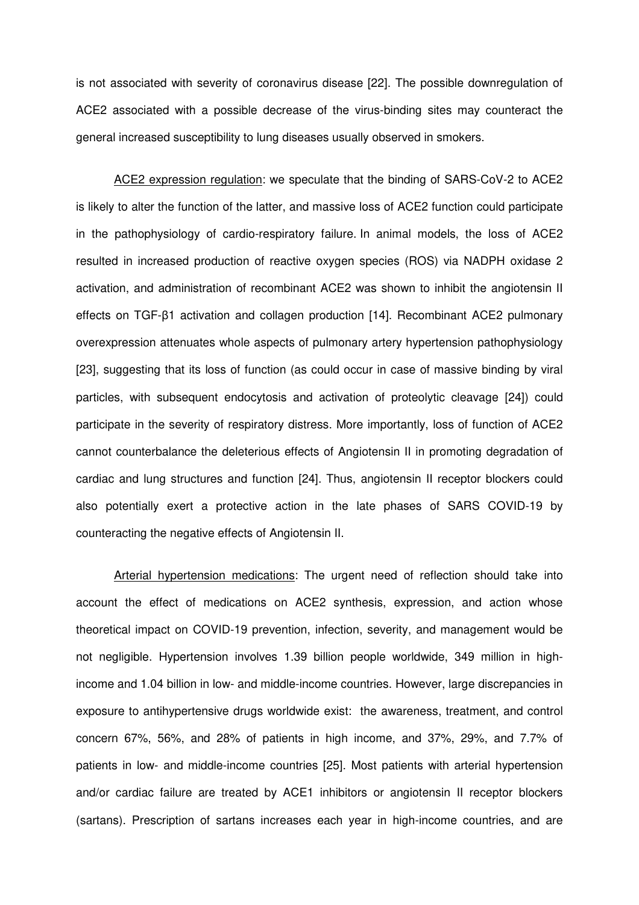is not associated with severity of coronavirus disease [22]. The possible downregulation of ACE2 associated with a possible decrease of the virus-binding sites may counteract the general increased susceptibility to lung diseases usually observed in smokers.

ACE2 expression regulation: we speculate that the binding of SARS-CoV-2 to ACE2 is likely to alter the function of the latter, and massive loss of ACE2 function could participate in the pathophysiology of cardio-respiratory failure. In animal models, the loss of ACE2 resulted in increased production of reactive oxygen species (ROS) via NADPH oxidase 2 activation, and administration of recombinant ACE2 was shown to inhibit the angiotensin II effects on TGF-β1 activation and collagen production [14]. Recombinant ACE2 pulmonary overexpression attenuates whole aspects of pulmonary artery hypertension pathophysiology [23], suggesting that its loss of function (as could occur in case of massive binding by viral particles, with subsequent endocytosis and activation of proteolytic cleavage [24]) could participate in the severity of respiratory distress. More importantly, loss of function of ACE2 cannot counterbalance the deleterious effects of Angiotensin II in promoting degradation of cardiac and lung structures and function [24]. Thus, angiotensin II receptor blockers could also potentially exert a protective action in the late phases of SARS COVID-19 by counteracting the negative effects of Angiotensin II.

Arterial hypertension medications: The urgent need of reflection should take into account the effect of medications on ACE2 synthesis, expression, and action whose theoretical impact on COVID-19 prevention, infection, severity, and management would be not negligible. Hypertension involves 1.39 billion people worldwide, 349 million in high-income and 1.04 billion in low- and middle-income countries. However, large discrepancies in exposure to antihypertensive drugs worldwide exist: the awareness, treatment, and control concern 67%, 56%, and 28% of patients in high income, and 37%, 29%, and 7.7% of patients in low- and middle-income countries [25]. Most patients with arterial hypertension and/or cardiac failure are treated by ACE1 inhibitors or angiotensin II receptor blockers (sartans). Prescription of sartans increases each year in high-income countries, and are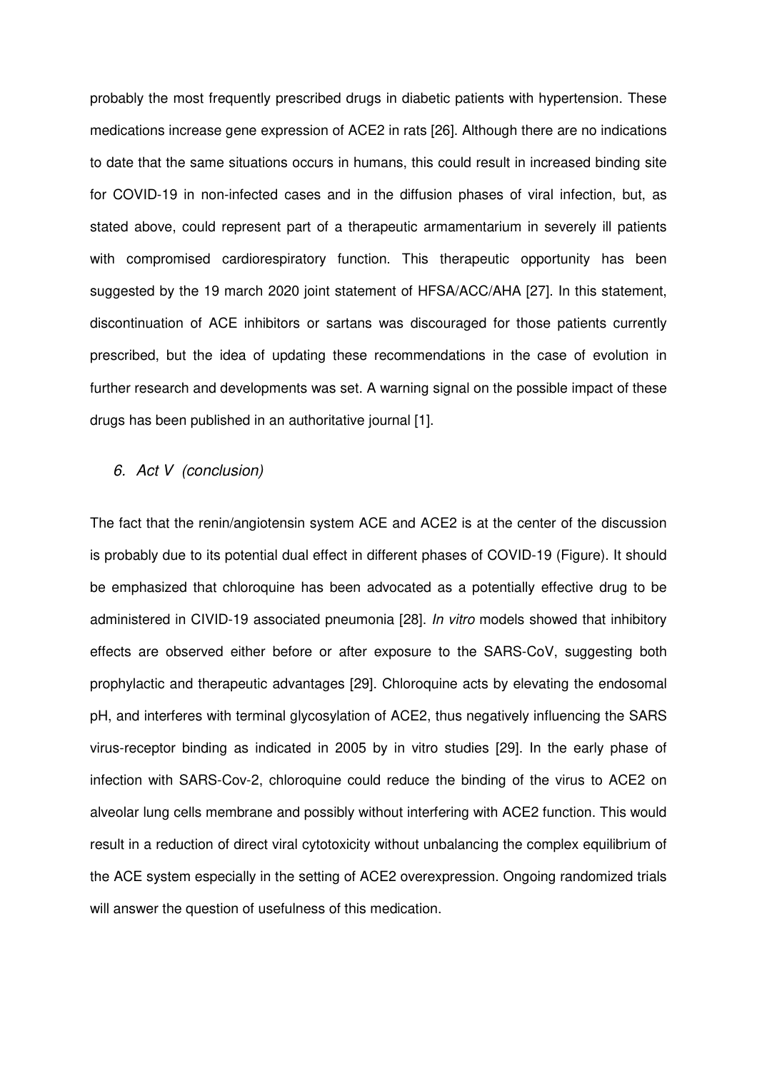probably the most frequently prescribed drugs in diabetic patients with hypertension. These medications increase gene expression of ACE2 in rats [26]. Although there are no indications to date that the same situations occurs in humans, this could result in increased binding site for COVID-19 in non-infected cases and in the diffusion phases of viral infection, but, as stated above, could represent part of a therapeutic armamentarium in severely ill patients with compromised cardiorespiratory function. This therapeutic opportunity has been suggested by the 19 march 2020 joint statement of HFSA/ACC/AHA [27]. In this statement, discontinuation of ACE inhibitors or sartans was discouraged for those patients currently prescribed, but the idea of updating these recommendations in the case of evolution in further research and developments was set. A warning signal on the possible impact of these drugs has been published in an authoritative journal [1].

## *6. Act V (conclusion)*

The fact that the renin/angiotensin system ACE and ACE2 is at the center of the discussion is probably due to its potential dual effect in different phases of COVID-19 (Figure). It should be emphasized that chloroquine has been advocated as a potentially effective drug to be administered in CIVID-19 associated pneumonia [28]. *In vitro* models showed that inhibitory effects are observed either before or after exposure to the SARS-CoV, suggesting both prophylactic and therapeutic advantages [29]. Chloroquine acts by elevating the endosomal pH, and interferes with terminal glycosylation of ACE2, thus negatively influencing the SARS virus-receptor binding as indicated in 2005 by in vitro studies [29]. In the early phase of infection with SARS-Cov-2, chloroquine could reduce the binding of the virus to ACE2 on alveolar lung cells membrane and possibly without interfering with ACE2 function. This would result in a reduction of direct viral cytotoxicity without unbalancing the complex equilibrium of the ACE system especially in the setting of ACE2 overexpression. Ongoing randomized trials will answer the question of usefulness of this medication.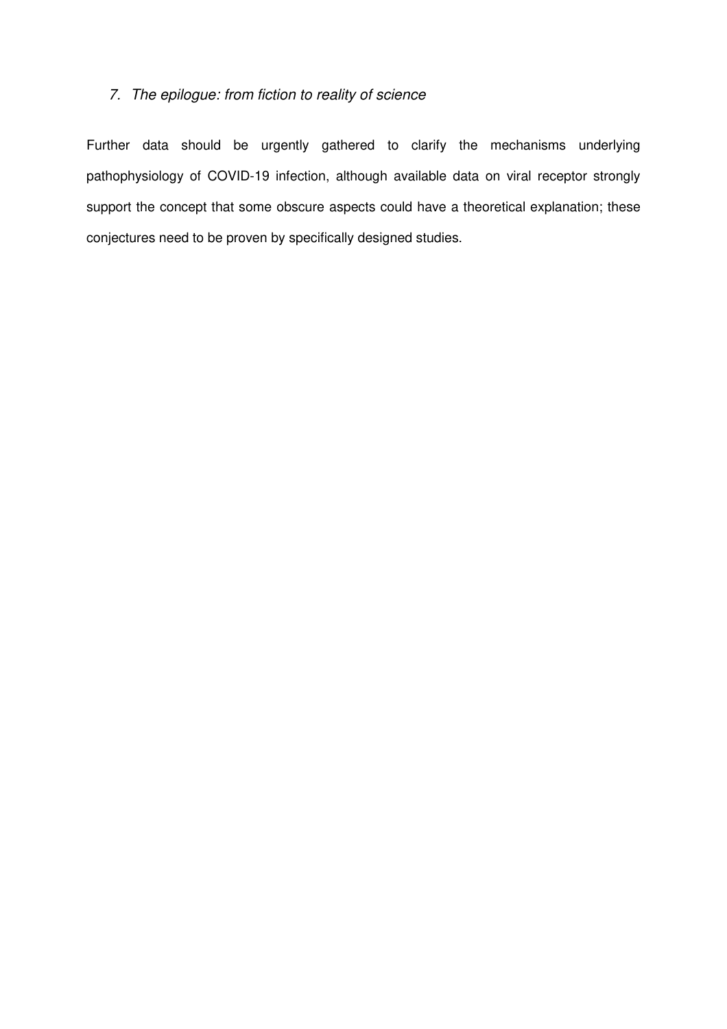## *7. The epilogue: from fiction to reality of science*

Further data should be urgently gathered to clarify the mechanisms underlying pathophysiology of COVID-19 infection, although available data on viral receptor strongly support the concept that some obscure aspects could have a theoretical explanation; these conjectures need to be proven by specifically designed studies.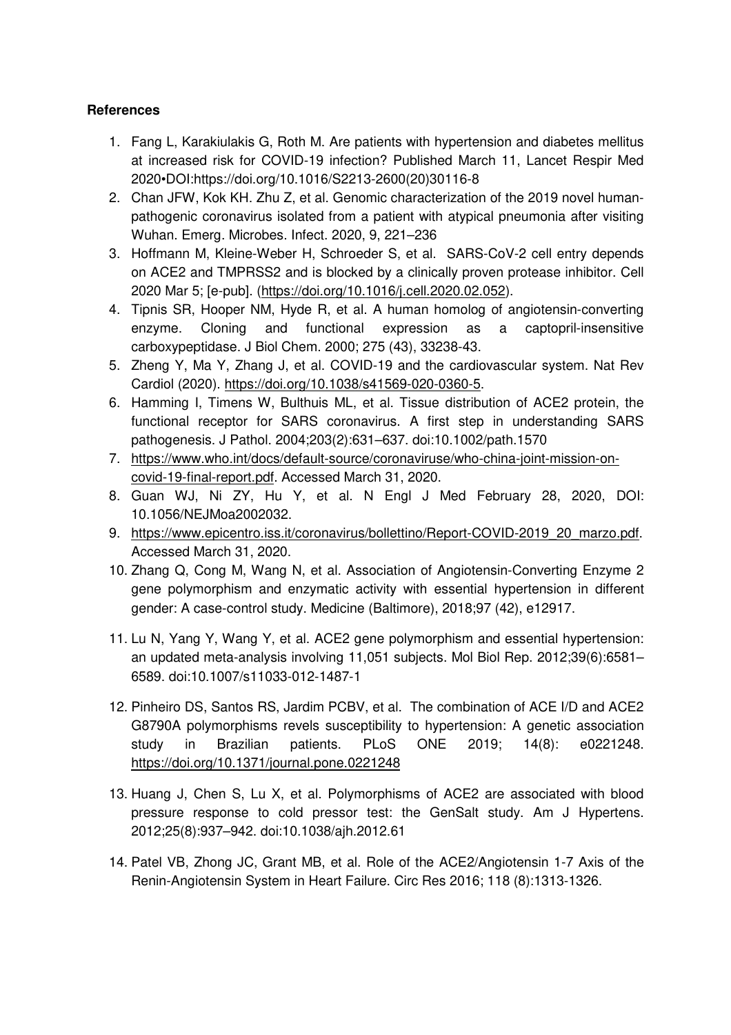**References**

1. Fang L, Karakiulakis G, Roth M. Are patients with hypertension and diabetes mellitus at increased risk for COVID-19 infection? Published March 11, Lancet Respir Med 2020•DOI:https://doi.org/10.1016/S2213-2600(20)30116-8
2. Chan JFW, Kok KH. Zhu Z, et al. Genomic characterization of the 2019 novel human-pathogenic coronavirus isolated from a patient with atypical pneumonia after visiting Wuhan. Emerg. Microbes. Infect. 2020, 9, 221–236
3. Hoffmann M, Kleine-Weber H, Schroeder S, et al. SARS-CoV-2 cell entry depends on ACE2 and TMPRSS2 and is blocked by a clinically proven protease inhibitor. Cell 2020 Mar 5; [e-pub]. (https://doi.org/10.1016/j.cell.2020.02.052).
4. Tipnis SR, Hooper NM, Hyde R, et al. A human homolog of angiotensin-converting enzyme. Cloning and functional expression as a captopril-insensitive carboxypeptidase. J Biol Chem. 2000; 275 (43), 33238-43.
5. Zheng Y, Ma Y, Zhang J, et al. COVID-19 and the cardiovascular system. Nat Rev Cardiol (2020). https://doi.org/10.1038/s41569-020-0360-5.
6. Hamming I, Timens W, Bulthuis ML, et al. Tissue distribution of ACE2 protein, the functional receptor for SARS coronavirus. A first step in understanding SARS pathogenesis. J Pathol. 2004;203(2):631–637. doi:10.1002/path.1570
7. https://www.who.int/docs/default-source/coronaviruse/who-china-joint-mission-on-covid-19-final-report.pdf. Accessed March 31, 2020.
8. Guan WJ, Ni ZY, Hu Y, et al. N Engl J Med February 28, 2020, DOI: 10.1056/NEJMoa2002032.
9. https://www.epicentro.iss.it/coronavirus/bollettino/Report-COVID-2019_20_marzo.pdf. Accessed March 31, 2020.
10. Zhang Q, Cong M, Wang N, et al. Association of Angiotensin-Converting Enzyme 2 gene polymorphism and enzymatic activity with essential hypertension in different gender: A case-control study. Medicine (Baltimore), 2018;97 (42), e12917.
11. Lu N, Yang Y, Wang Y, et al. ACE2 gene polymorphism and essential hypertension: an updated meta-analysis involving 11,051 subjects. Mol Biol Rep. 2012;39(6):6581–6589. doi:10.1007/s11033-012-1487-1
12. Pinheiro DS, Santos RS, Jardim PCBV, et al. The combination of ACE I/D and ACE2 G8790A polymorphisms revels susceptibility to hypertension: A genetic association study in Brazilian patients. PLoS ONE 2019; 14(8): e0221248. https://doi.org/10.1371/journal.pone.0221248
13. Huang J, Chen S, Lu X, et al. Polymorphisms of ACE2 are associated with blood pressure response to cold pressor test: the GenSalt study. Am J Hypertens. 2012;25(8):937–942. doi:10.1038/ajh.2012.61
14. Patel VB, Zhong JC, Grant MB, et al. Role of the ACE2/Angiotensin 1-7 Axis of the Renin-Angiotensin System in Heart Failure. Circ Res 2016; 118 (8):1313-1326.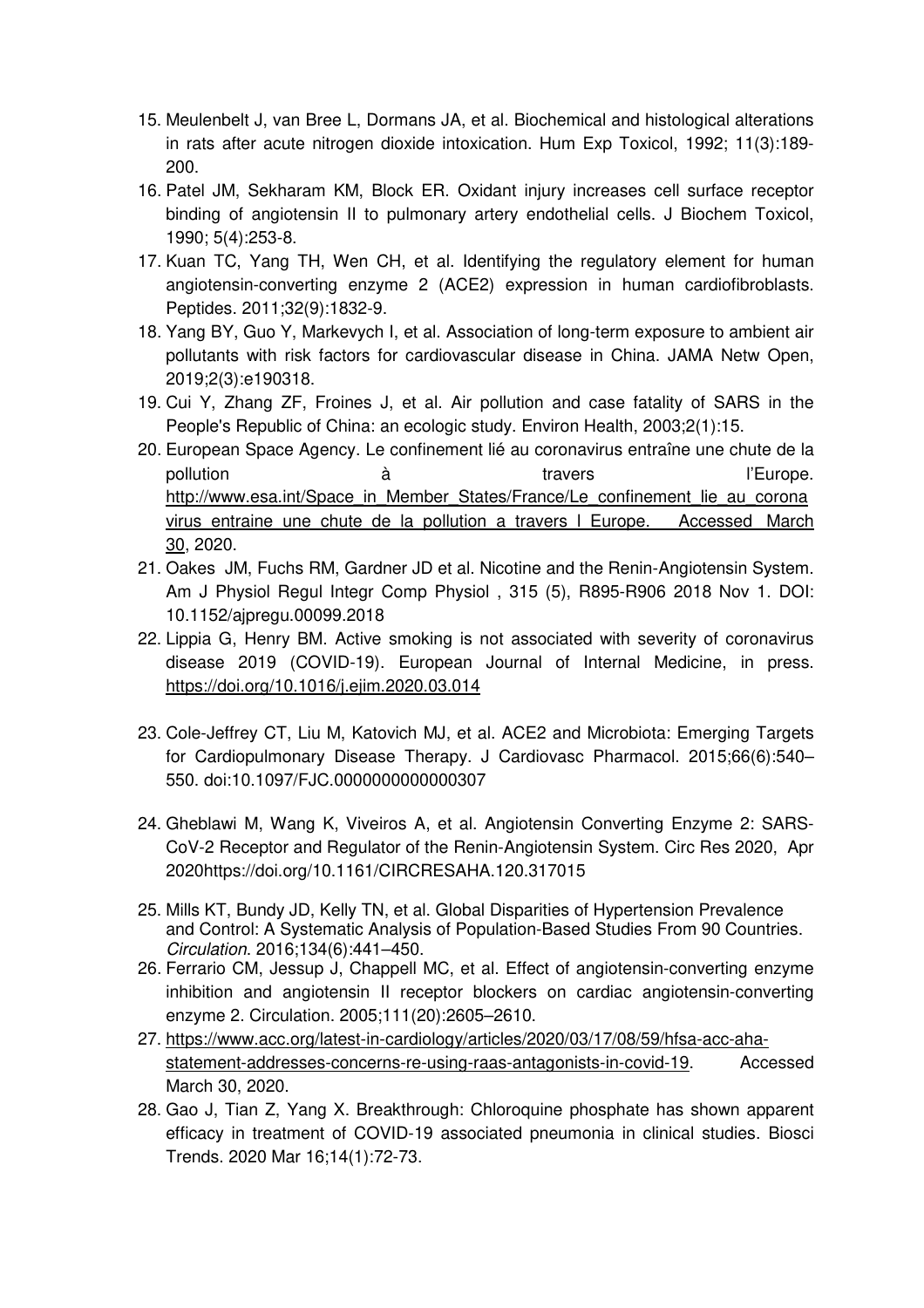15. Meulenbelt J, van Bree L, Dormans JA, et al. Biochemical and histological alterations in rats after acute nitrogen dioxide intoxication. Hum Exp Toxicol, 1992; 11(3):189-200.
16. Patel JM, Sekharam KM, Block ER. Oxidant injury increases cell surface receptor binding of angiotensin II to pulmonary artery endothelial cells. J Biochem Toxicol, 1990; 5(4):253-8.
17. Kuan TC, Yang TH, Wen CH, et al. Identifying the regulatory element for human angiotensin-converting enzyme 2 (ACE2) expression in human cardiofibroblasts. Peptides. 2011;32(9):1832-9.
18. Yang BY, Guo Y, Markevych I, et al. Association of long-term exposure to ambient air pollutants with risk factors for cardiovascular disease in China. JAMA Netw Open, 2019;2(3):e190318.
19. Cui Y, Zhang ZF, Froines J, et al. Air pollution and case fatality of SARS in the People's Republic of China: an ecologic study. Environ Health, 2003;2(1):15.
20. European Space Agency. Le confinement lié au coronavirus entraîne une chute de la pollution à travers l'Europe. http://www.esa.int/Space_in_Member_States/France/Le_confinement_lie_au_coronavirus_entraine_une_chute_de_la_pollution_a_travers_l_Europe. Accessed March 30, 2020.
21. Oakes JM, Fuchs RM, Gardner JD et al. Nicotine and the Renin-Angiotensin System. Am J Physiol Regul Integr Comp Physiol , 315 (5), R895-R906 2018 Nov 1. DOI: 10.1152/ajpregu.00099.2018
22. Lippia G, Henry BM. Active smoking is not associated with severity of coronavirus disease 2019 (COVID-19). European Journal of Internal Medicine, in press. https://doi.org/10.1016/j.ejim.2020.03.014
23. Cole-Jeffrey CT, Liu M, Katovich MJ, et al. ACE2 and Microbiota: Emerging Targets for Cardiopulmonary Disease Therapy. J Cardiovasc Pharmacol. 2015;66(6):540–550. doi:10.1097/FJC.0000000000000307
24. Gheblawi M, Wang K, Viveiros A, et al. Angiotensin Converting Enzyme 2: SARS-CoV-2 Receptor and Regulator of the Renin-Angiotensin System. Circ Res 2020, Apr 2020https://doi.org/10.1161/CIRCRESAHA.120.317015
25. Mills KT, Bundy JD, Kelly TN, et al. Global Disparities of Hypertension Prevalence and Control: A Systematic Analysis of Population-Based Studies From 90 Countries. *Circulation*. 2016;134(6):441–450.
26. Ferrario CM, Jessup J, Chappell MC, et al. Effect of angiotensin-converting enzyme inhibition and angiotensin II receptor blockers on cardiac angiotensin-converting enzyme 2. Circulation. 2005;111(20):2605–2610.
27. https://www.acc.org/latest-in-cardiology/articles/2020/03/17/08/59/hfsa-acc-aha-statement-addresses-concerns-re-using-raas-antagonists-in-covid-19. Accessed March 30, 2020.
28. Gao J, Tian Z, Yang X. Breakthrough: Chloroquine phosphate has shown apparent efficacy in treatment of COVID-19 associated pneumonia in clinical studies. Biosci Trends. 2020 Mar 16;14(1):72-73.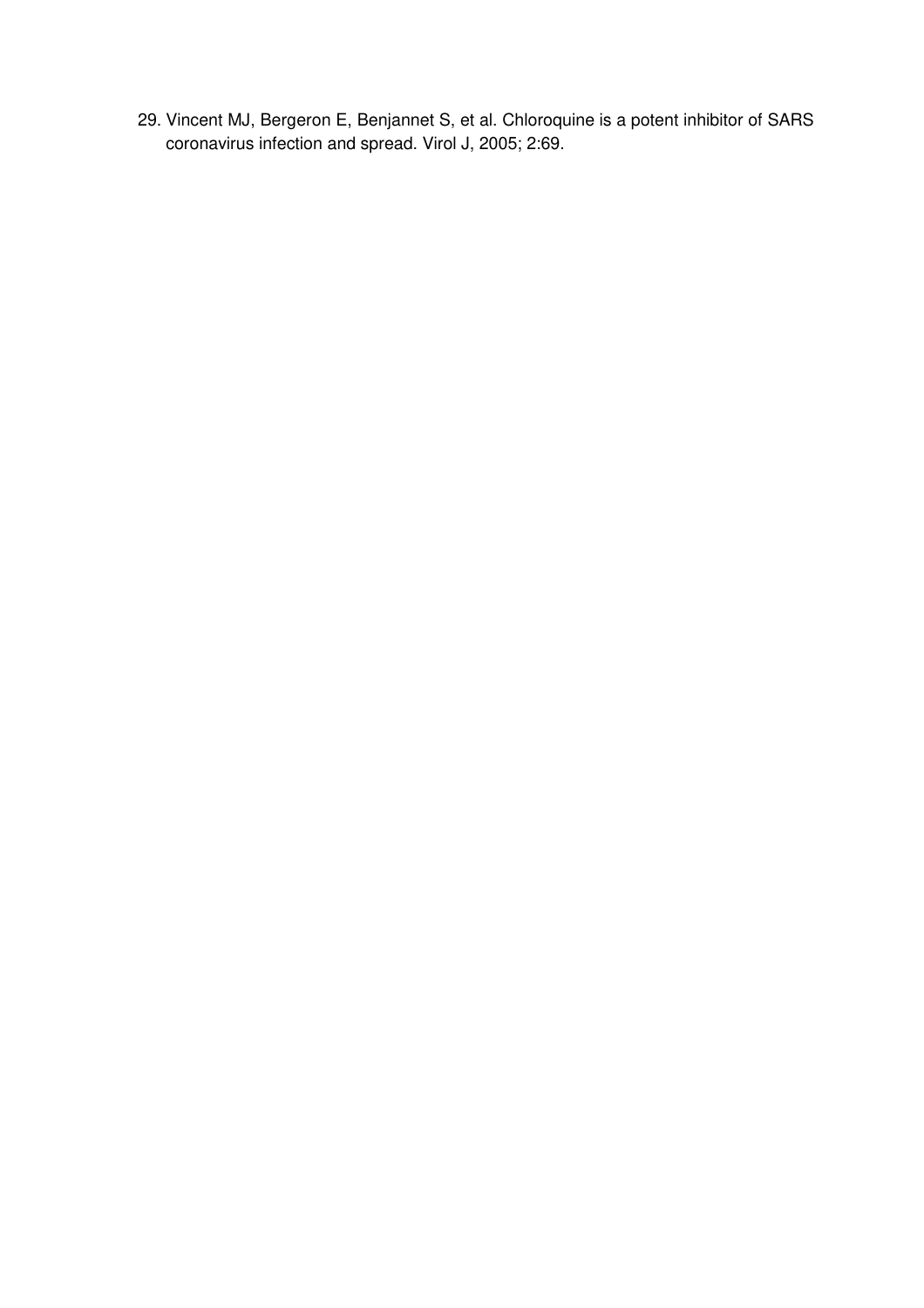29. Vincent MJ, Bergeron E, Benjannet S, et al. Chloroquine is a potent inhibitor of SARS coronavirus infection and spread. Virol J, 2005; 2:69.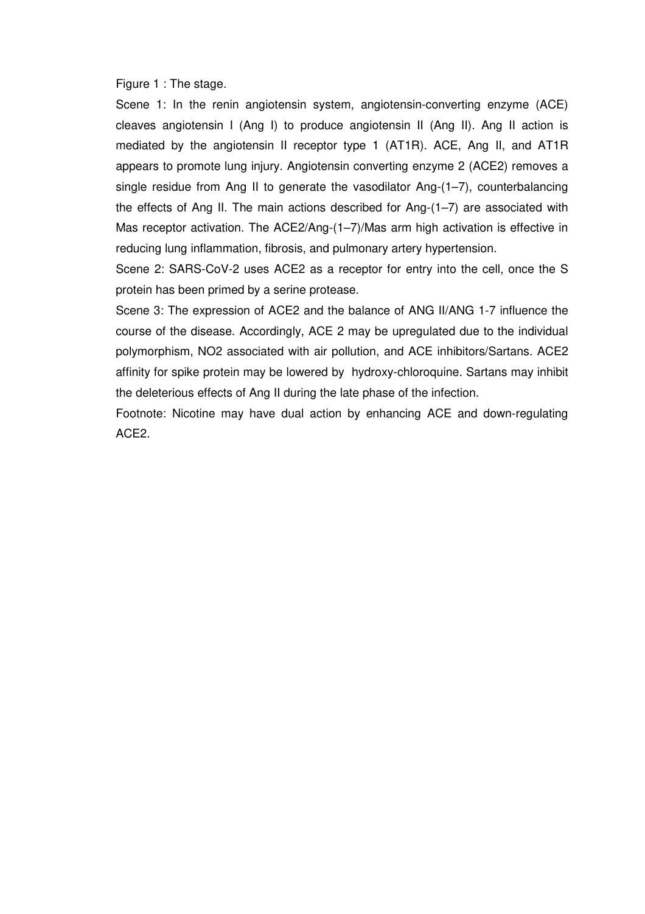Figure 1 : The stage.

Scene 1: In the renin angiotensin system, angiotensin-converting enzyme (ACE) cleaves angiotensin I (Ang I) to produce angiotensin II (Ang II). Ang II action is mediated by the angiotensin II receptor type 1 (AT1R). ACE, Ang II, and AT1R appears to promote lung injury. Angiotensin converting enzyme 2 (ACE2) removes a single residue from Ang II to generate the vasodilator Ang-(1–7), counterbalancing the effects of Ang II. The main actions described for Ang-(1–7) are associated with Mas receptor activation. The ACE2/Ang-(1–7)/Mas arm high activation is effective in reducing lung inflammation, fibrosis, and pulmonary artery hypertension.

Scene 2: SARS-CoV-2 uses ACE2 as a receptor for entry into the cell, once the S protein has been primed by a serine protease.

Scene 3: The expression of ACE2 and the balance of ANG II/ANG 1-7 influence the course of the disease. Accordingly, ACE 2 may be upregulated due to the individual polymorphism, $NO_2$ associated with air pollution, and ACE inhibitors/Sartans. ACE2 affinity for spike protein may be lowered by hydroxy-chloroquine. Sartans may inhibit the deleterious effects of Ang II during the late phase of the infection.

Footnote: Nicotine may have dual action by enhancing ACE and down-regulating ACE2.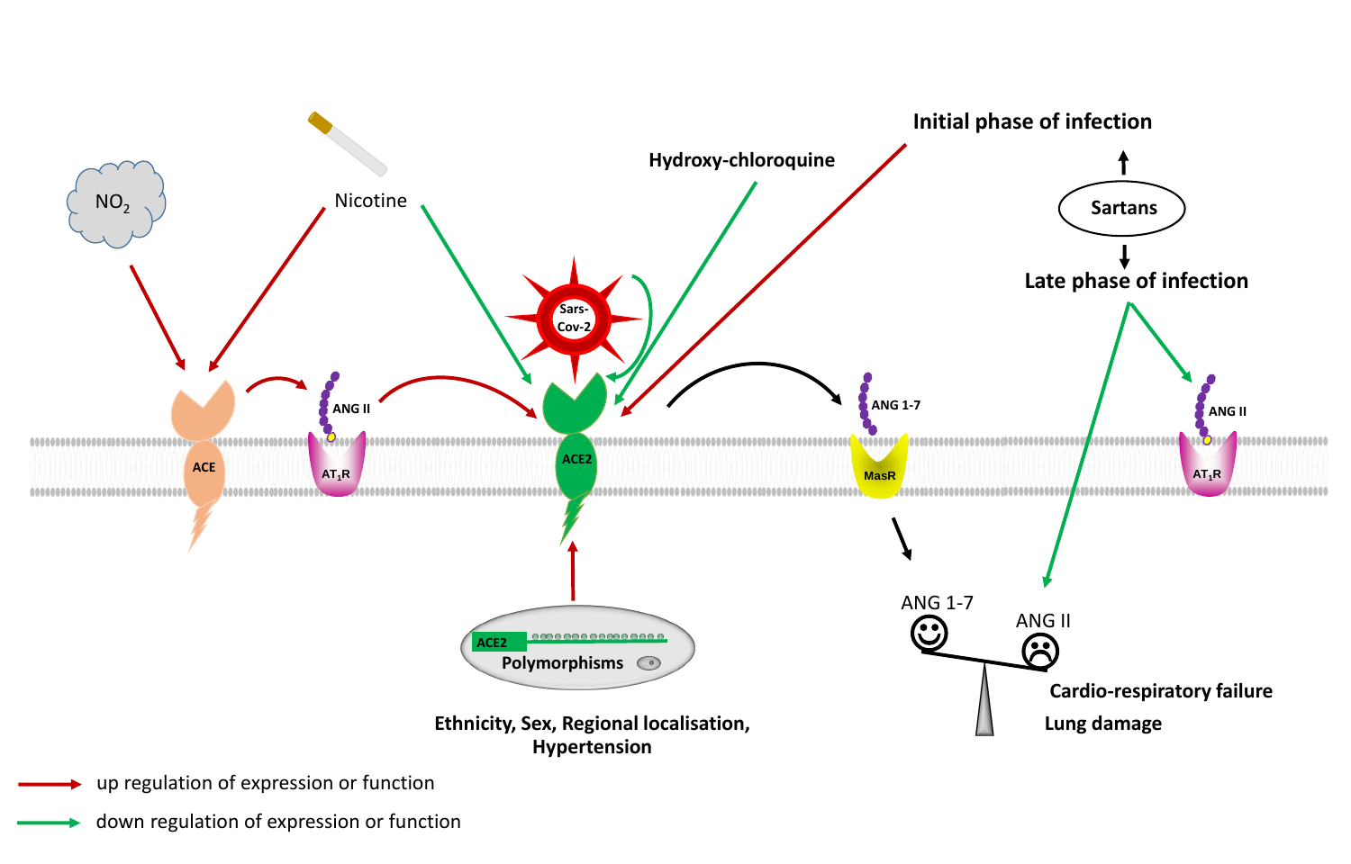$NO_2$

Nicotine

Hydroxy-chloroquine

Initial phase of infection

Sartans

Late phase of infection

Sars-Cov-2

ACE

ANG II

$AT_1R$

ACE2

ANG 1-7

MasR

ANG II

$AT_1R$

ACE2

Polymorphisms

Ethnicity, Sex, Regional localisation, Hypertension

ANG 1-7

ANG II

Cardio-respiratory failure

Lung damage

up regulation of expression or function

down regulation of expression or function